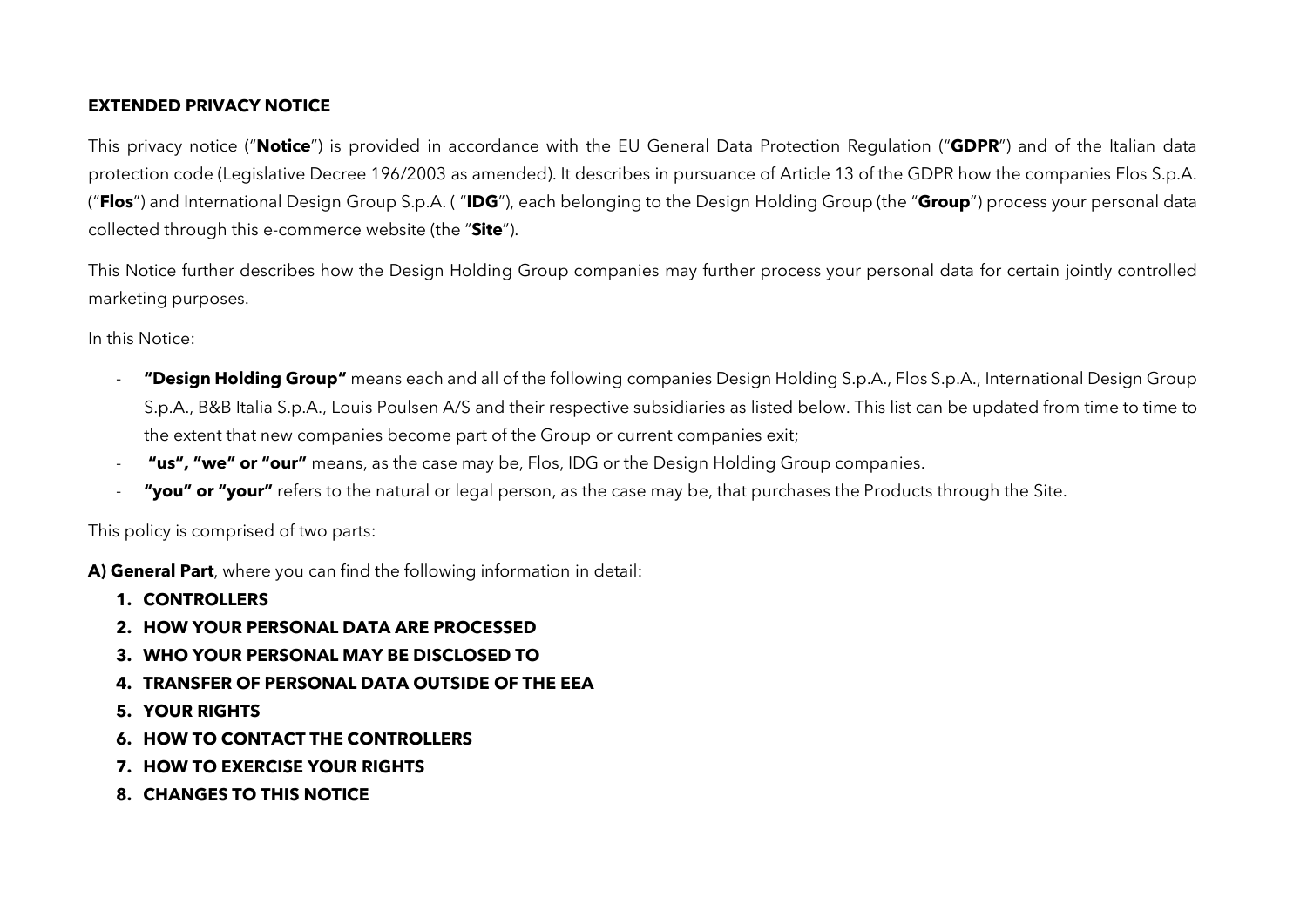# EXTENDED PRIVACY NOTICE

This privacy notice ("**Notice**") is provided in accordance with the EU General Data Protection Regulation ("**GDPR**") and of the Italian data protection code (Legislative Decree 196/2003 as amended). It describes in pursuance of Article 13 of the GDPR how the companies Flos S.p.A. ("**Flos**") and International Design Group S.p.A. ( "**IDG**"), each belonging to the Design Holding Group (the "**Group**") process your personal data collected through this e-commerce website (the "**Site**").

This Notice further describes how the Design Holding Group companies may further process your personal data for certain jointly controlled marketing purposes.

In this Notice:

- **"Design Holding Group"** means each and all of the following companies Design Holding S.p.A., Flos S.p.A., International Design Group S.p.A., B&B Italia S.p.A., Louis Poulsen A/S and their respective subsidiaries as listed below. This list can be updated from time to time to the extent that new companies become part of the Group or current companies exit;
- **"us", "we" or "our"** means, as the case may be, Flos, IDG or the Design Holding Group companies.
- **"you" or "your"** refers to the natural or legal person, as the case may be, that purchases the Products through the Site.

This policy is comprised of two parts:

**A) General Part**, where you can find the following information in detail:

1. **CONTROLLERS**
2. **HOW YOUR PERSONAL DATA ARE PROCESSED**
3. **WHO YOUR PERSONAL MAY BE DISCLOSED TO**
4. **TRANSFER OF PERSONAL DATA OUTSIDE OF THE EEA**
5. **YOUR RIGHTS**
6. **HOW TO CONTACT THE CONTROLLERS**
7. **HOW TO EXERCISE YOUR RIGHTS**
8. **CHANGES TO THIS NOTICE**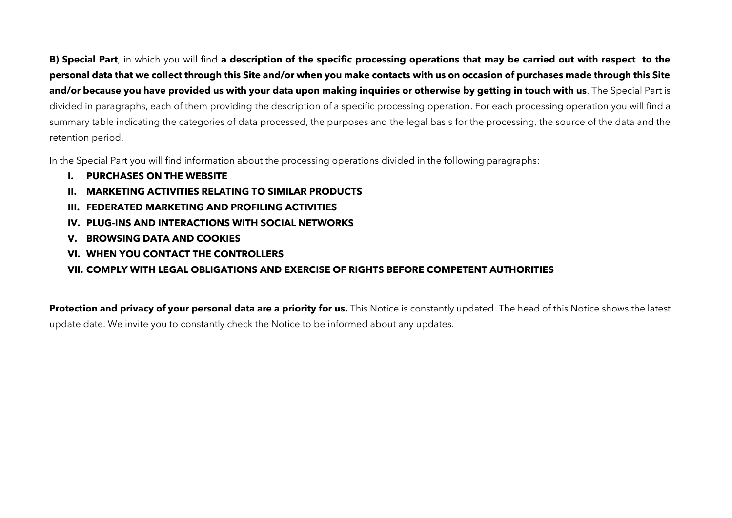**B) Special Part**, in which you will find **a description of the specific processing operations that may be carried out with respect to the personal data that we collect through this Site and/or when you make contacts with us on occasion of purchases made through this Site and/or because you have provided us with your data upon making inquiries or otherwise by getting in touch with us**. The Special Part is divided in paragraphs, each of them providing the description of a specific processing operation. For each processing operation you will find a summary table indicating the categories of data processed, the purposes and the legal basis for the processing, the source of the data and the retention period.

In the Special Part you will find information about the processing operations divided in the following paragraphs:

- **I. PURCHASES ON THE WEBSITE**
- **II. MARKETING ACTIVITIES RELATING TO SIMILAR PRODUCTS**
- **III. FEDERATED MARKETING AND PROFILING ACTIVITIES**
- **IV. PLUG-INS AND INTERACTIONS WITH SOCIAL NETWORKS**
- **V. BROWSING DATA AND COOKIES**
- **VI. WHEN YOU CONTACT THE CONTROLLERS**
- **VII. COMPLY WITH LEGAL OBLIGATIONS AND EXERCISE OF RIGHTS BEFORE COMPETENT AUTHORITIES**

**Protection and privacy of your personal data are a priority for us.** This Notice is constantly updated. The head of this Notice shows the latest update date. We invite you to constantly check the Notice to be informed about any updates.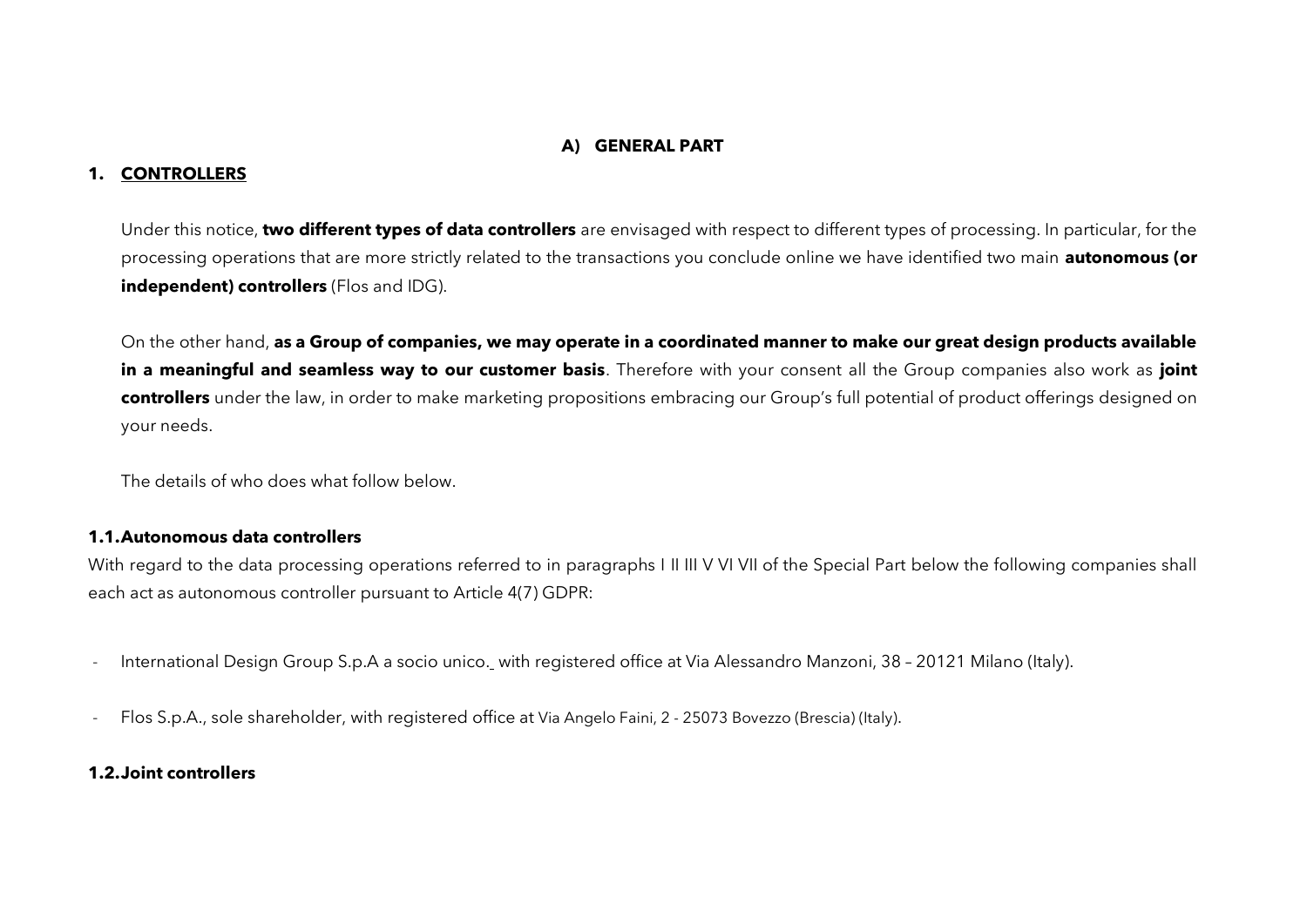## A) GENERAL PART

### 1. CONTROLLERS

Under this notice, **two different types of data controllers** are envisaged with respect to different types of processing. In particular, for the processing operations that are more strictly related to the transactions you conclude online we have identified two main **autonomous (or independent) controllers** (Flos and IDG).

On the other hand, **as a Group of companies, we may operate in a coordinated manner to make our great design products available in a meaningful and seamless way to our customer basis**. Therefore with your consent all the Group companies also work as **joint controllers** under the law, in order to make marketing propositions embracing our Group's full potential of product offerings designed on your needs.

The details of who does what follow below.

#### 1.1. Autonomous data controllers

With regard to the data processing operations referred to in paragraphs I II III V VI VII of the Special Part below the following companies shall each act as autonomous controller pursuant to Article 4(7) GDPR:

- International Design Group S.p.A a socio unico. with registered office at Via Alessandro Manzoni, 38 – 20121 Milano (Italy).

- Flos S.p.A., sole shareholder, with registered office at Via Angelo Faini, 2 - 25073 Bovezzo (Brescia) (Italy).

#### 1.2. Joint controllers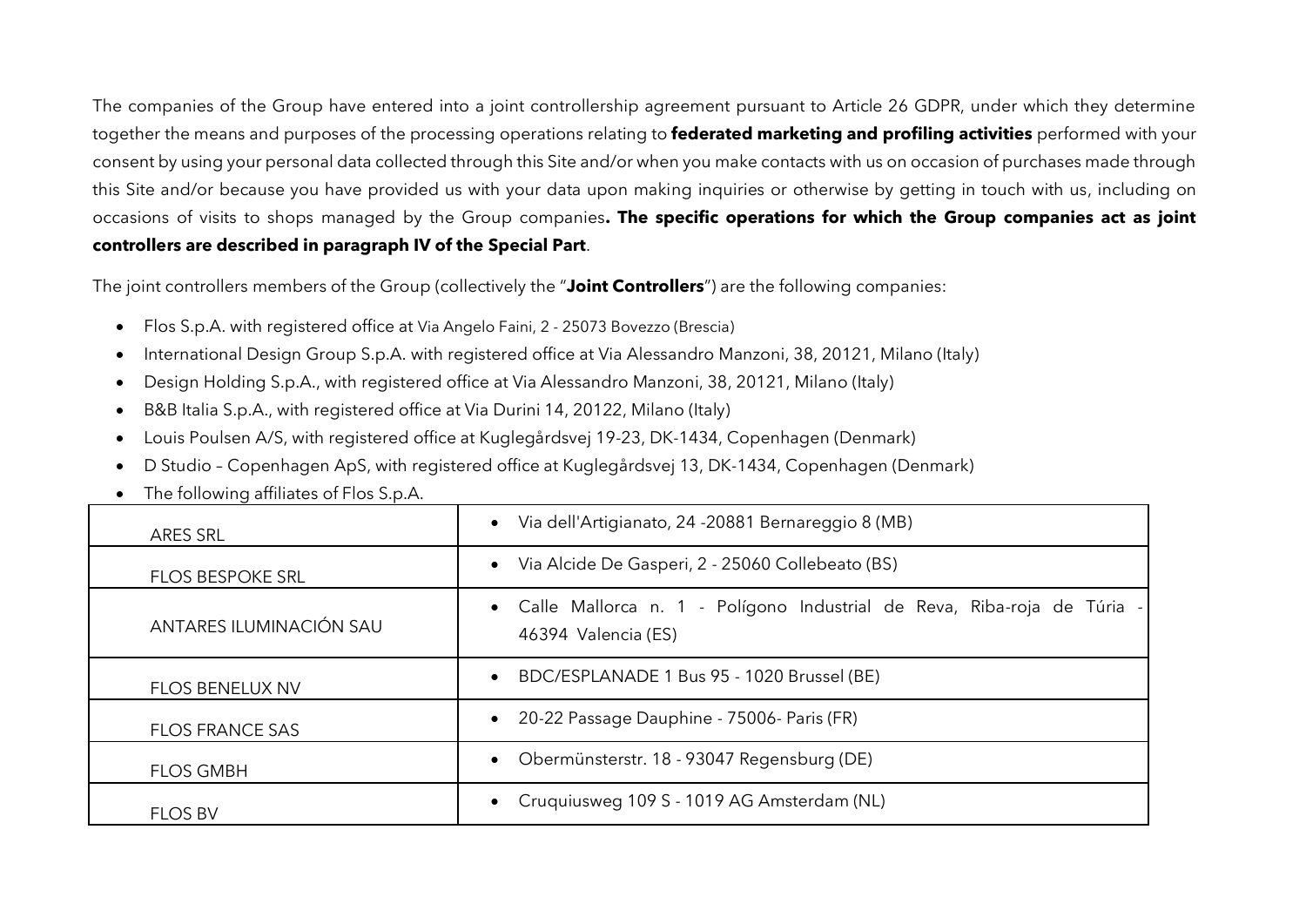The companies of the Group have entered into a joint controllership agreement pursuant to Article 26 GDPR, under which they determine together the means and purposes of the processing operations relating to **federated marketing and profiling activities** performed with your consent by using your personal data collected through this Site and/or when you make contacts with us on occasion of purchases made through this Site and/or because you have provided us with your data upon making inquiries or otherwise by getting in touch with us, including on occasions of visits to shops managed by the Group companies**. The specific operations for which the Group companies act as joint controllers are described in paragraph IV of the Special Part**.

The joint controllers members of the Group (collectively the "**Joint Controllers**") are the following companies:

- Flos S.p.A. with registered office at Via Angelo Faini, 2 - 25073 Bovezzo (Brescia)
- International Design Group S.p.A. with registered office at Via Alessandro Manzoni, 38, 20121, Milano (Italy)
- Design Holding S.p.A., with registered office at Via Alessandro Manzoni, 38, 20121, Milano (Italy)
- B&B Italia S.p.A., with registered office at Via Durini 14, 20122, Milano (Italy)
- Louis Poulsen A/S, with registered office at Kuglegårdsvej 19-23, DK-1434, Copenhagen (Denmark)
- D Studio – Copenhagen ApS, with registered office at Kuglegårdsvej 13, DK-1434, Copenhagen (Denmark)
- The following affiliates of Flos S.p.A.

| | |
|---|---|
| ARES SRL | • Via dell'Artigianato, 24 -20881 Bernareggio 8 (MB) |
| FLOS BESPOKE SRL | • Via Alcide De Gasperi, 2 - 25060 Collebeato (BS) |
| ANTARES ILUMINACIÓN SAU | • Calle Mallorca n. 1 - Polígono Industrial de Reva, Riba-roja de Túria - 46394 Valencia (ES) |
| FLOS BENELUX NV | • BDC/ESPLANADE 1 Bus 95 - 1020 Brussel (BE) |
| FLOS FRANCE SAS | • 20-22 Passage Dauphine - 75006- Paris (FR) |
| FLOS GMBH | • Obermünsterstr. 18 - 93047 Regensburg (DE) |
| FLOS BV | • Cruquiusweg 109 S - 1019 AG Amsterdam (NL) |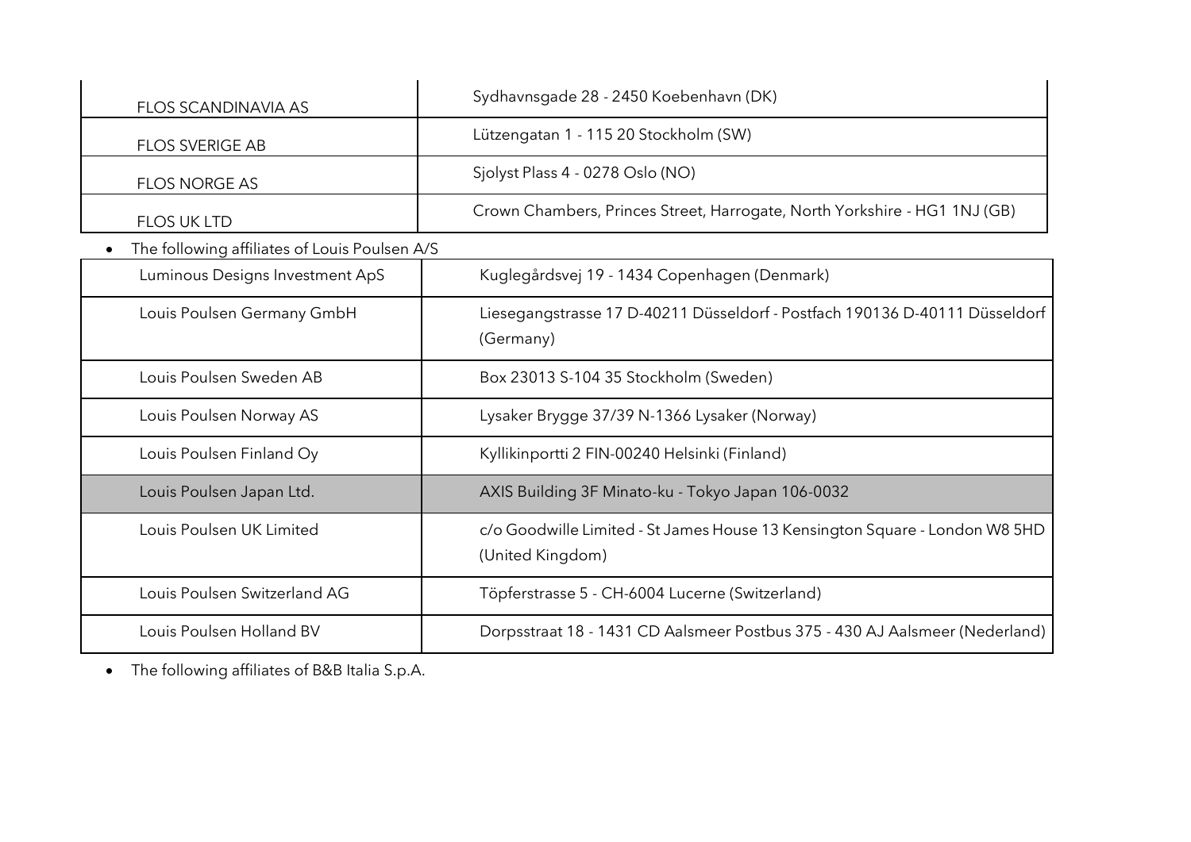| | |
|---|---|
| FLOS SCANDINAVIA AS | Sydhavnsgade 28 - 2450 Koebenhavn (DK) |
| FLOS SVERIGE AB | Lützengatan 1 - 115 20 Stockholm (SW) |
| FLOS NORGE AS | Sjolyst Plass 4 - 0278 Oslo (NO) |
| FLOS UK LTD | Crown Chambers, Princes Street, Harrogate, North Yorkshire - HG1 1NJ (GB) |

- The following affiliates of Louis Poulsen A/S

| | |
|---|---|
| Luminous Designs Investment ApS | Kuglegårdsvej 19 - 1434 Copenhagen (Denmark) |
| Louis Poulsen Germany GmbH | Liesegangstrasse 17 D-40211 Düsseldorf - Postfach 190136 D-40111 Düsseldorf (Germany) |
| Louis Poulsen Sweden AB | Box 23013 S-104 35 Stockholm (Sweden) |
| Louis Poulsen Norway AS | Lysaker Brygge 37/39 N-1366 Lysaker (Norway) |
| Louis Poulsen Finland Oy | Kyllikinportti 2 FIN-00240 Helsinki (Finland) |
| Louis Poulsen Japan Ltd. | AXIS Building 3F Minato-ku - Tokyo Japan 106-0032 |
| Louis Poulsen UK Limited | c/o Goodwille Limited - St James House 13 Kensington Square - London W8 5HD (United Kingdom) |
| Louis Poulsen Switzerland AG | Töpferstrasse 5 - CH-6004 Lucerne (Switzerland) |
| Louis Poulsen Holland BV | Dorpsstraat 18 - 1431 CD Aalsmeer Postbus 375 - 430 AJ Aalsmeer (Nederland) |

- The following affiliates of B&B Italia S.p.A.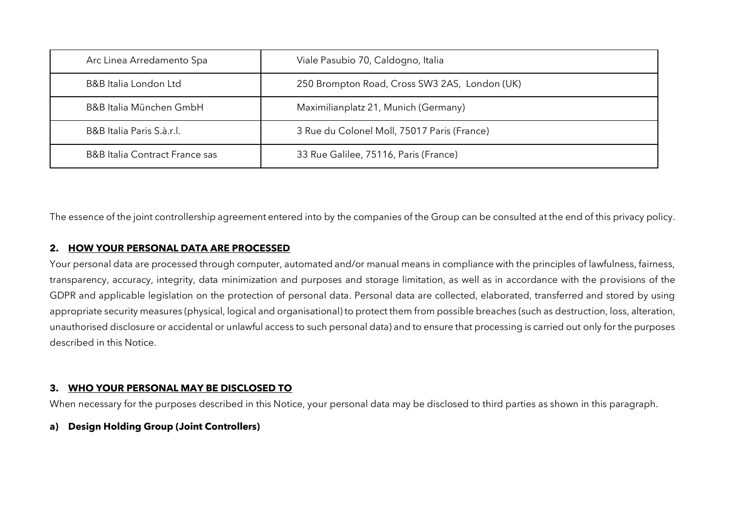| Arc Linea Arredamento Spa | Viale Pasubio 70, Caldogno, Italia |
|---|---|
| B&B Italia London Ltd | 250 Brompton Road, Cross SW3 2AS, London (UK) |
| B&B Italia München GmbH | Maximilianplatz 21, Munich (Germany) |
| B&B Italia Paris S.à.r.l. | 3 Rue du Colonel Moll, 75017 Paris (France) |
| B&B Italia Contract France sas | 33 Rue Galilee, 75116, Paris (France) |

The essence of the joint controllership agreement entered into by the companies of the Group can be consulted at the end of this privacy policy.

## 2. HOW YOUR PERSONAL DATA ARE PROCESSED

Your personal data are processed through computer, automated and/or manual means in compliance with the principles of lawfulness, fairness, transparency, accuracy, integrity, data minimization and purposes and storage limitation, as well as in accordance with the provisions of the GDPR and applicable legislation on the protection of personal data. Personal data are collected, elaborated, transferred and stored by using appropriate security measures (physical, logical and organisational) to protect them from possible breaches (such as destruction, loss, alteration, unauthorised disclosure or accidental or unlawful access to such personal data) and to ensure that processing is carried out only for the purposes described in this Notice.

## 3. WHO YOUR PERSONAL MAY BE DISCLOSED TO

When necessary for the purposes described in this Notice, your personal data may be disclosed to third parties as shown in this paragraph.

**a) Design Holding Group (Joint Controllers)**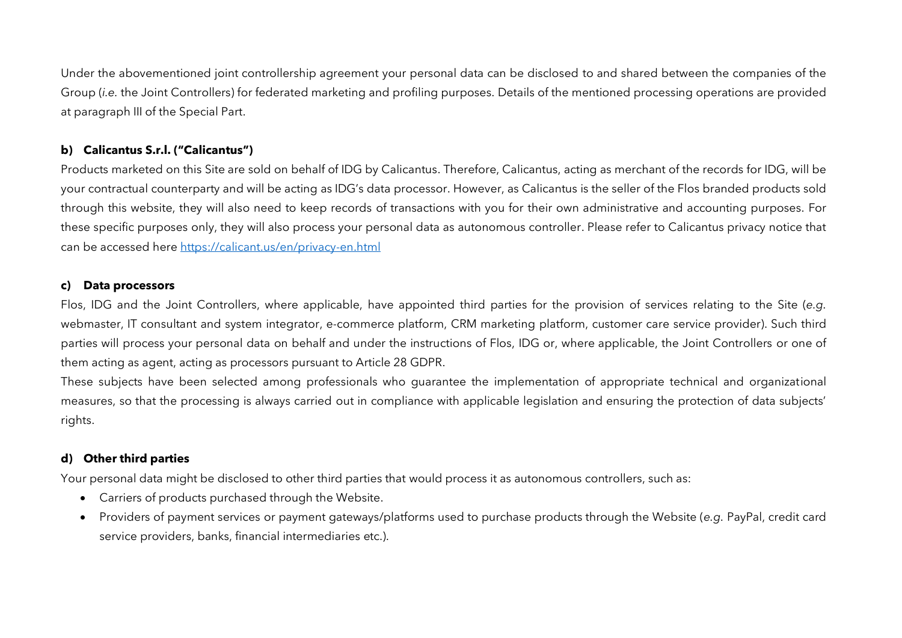Under the abovementioned joint controllership agreement your personal data can be disclosed to and shared between the companies of the Group (*i.e.* the Joint Controllers) for federated marketing and profiling purposes. Details of the mentioned processing operations are provided at paragraph III of the Special Part.

**b) Calicantus S.r.l. ("Calicantus")**

Products marketed on this Site are sold on behalf of IDG by Calicantus. Therefore, Calicantus, acting as merchant of the records for IDG, will be your contractual counterparty and will be acting as IDG's data processor. However, as Calicantus is the seller of the Flos branded products sold through this website, they will also need to keep records of transactions with you for their own administrative and accounting purposes. For these specific purposes only, they will also process your personal data as autonomous controller. Please refer to Calicantus privacy notice that can be accessed here [https://calicant.us/en/privacy-en.html](https://calicant.us/en/privacy-en.html)

**c) Data processors**

Flos, IDG and the Joint Controllers, where applicable, have appointed third parties for the provision of services relating to the Site (*e.g.* webmaster, IT consultant and system integrator, e-commerce platform, CRM marketing platform, customer care service provider). Such third parties will process your personal data on behalf and under the instructions of Flos, IDG or, where applicable, the Joint Controllers or one of them acting as agent, acting as processors pursuant to Article 28 GDPR.

These subjects have been selected among professionals who guarantee the implementation of appropriate technical and organizational measures, so that the processing is always carried out in compliance with applicable legislation and ensuring the protection of data subjects' rights.

**d) Other third parties**

Your personal data might be disclosed to other third parties that would process it as autonomous controllers, such as:

- Carriers of products purchased through the Website.
- Providers of payment services or payment gateways/platforms used to purchase products through the Website (*e.g.* PayPal, credit card service providers, banks, financial intermediaries etc.).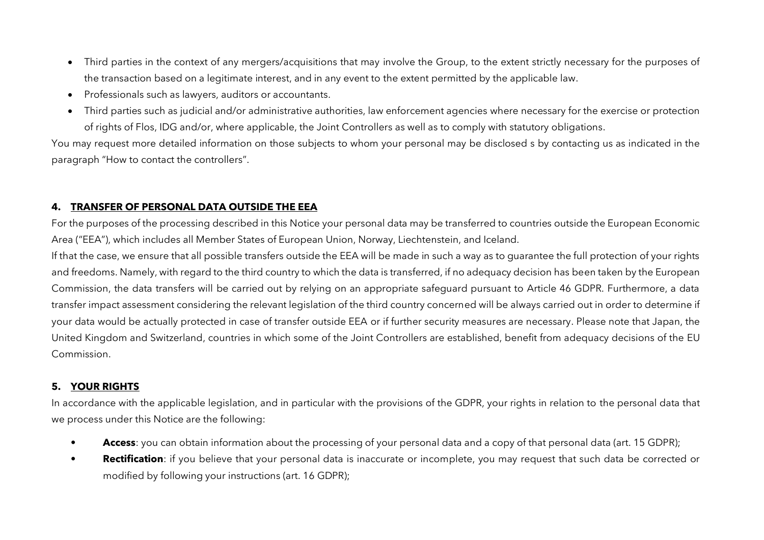- Third parties in the context of any mergers/acquisitions that may involve the Group, to the extent strictly necessary for the purposes of the transaction based on a legitimate interest, and in any event to the extent permitted by the applicable law.
- Professionals such as lawyers, auditors or accountants.
- Third parties such as judicial and/or administrative authorities, law enforcement agencies where necessary for the exercise or protection of rights of Flos, IDG and/or, where applicable, the Joint Controllers as well as to comply with statutory obligations.

You may request more detailed information on those subjects to whom your personal may be disclosed s by contacting us as indicated in the paragraph "How to contact the controllers".

## 4. TRANSFER OF PERSONAL DATA OUTSIDE THE EEA

For the purposes of the processing described in this Notice your personal data may be transferred to countries outside the European Economic Area ("EEA"), which includes all Member States of European Union, Norway, Liechtenstein, and Iceland.

If that the case, we ensure that all possible transfers outside the EEA will be made in such a way as to guarantee the full protection of your rights and freedoms. Namely, with regard to the third country to which the data is transferred, if no adequacy decision has been taken by the European Commission, the data transfers will be carried out by relying on an appropriate safeguard pursuant to Article 46 GDPR. Furthermore, a data transfer impact assessment considering the relevant legislation of the third country concerned will be always carried out in order to determine if your data would be actually protected in case of transfer outside EEA or if further security measures are necessary. Please note that Japan, the United Kingdom and Switzerland, countries in which some of the Joint Controllers are established, benefit from adequacy decisions of the EU Commission.

## 5. YOUR RIGHTS

In accordance with the applicable legislation, and in particular with the provisions of the GDPR, your rights in relation to the personal data that we process under this Notice are the following:

- **Access**: you can obtain information about the processing of your personal data and a copy of that personal data (art. 15 GDPR);
- **Rectification**: if you believe that your personal data is inaccurate or incomplete, you may request that such data be corrected or modified by following your instructions (art. 16 GDPR);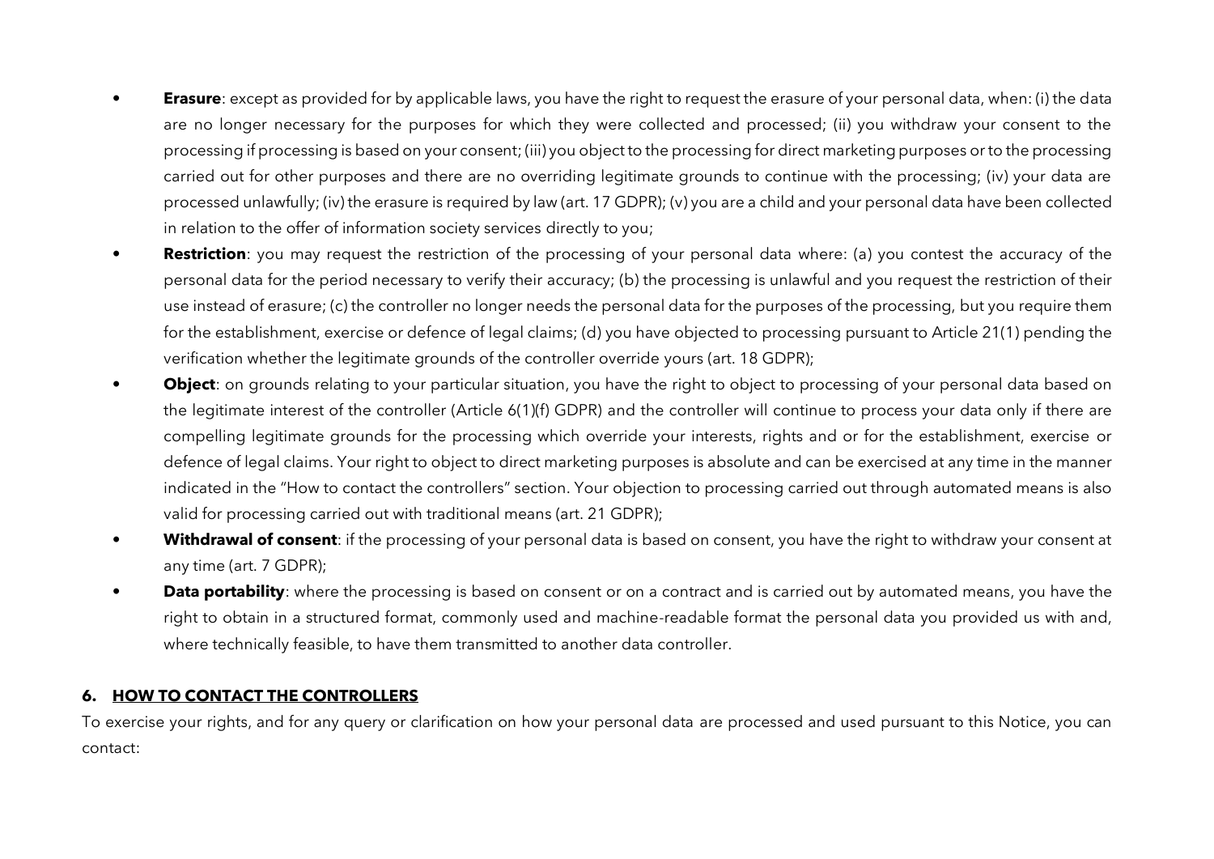- **Erasure**: except as provided for by applicable laws, you have the right to request the erasure of your personal data, when: (i) the data are no longer necessary for the purposes for which they were collected and processed; (ii) you withdraw your consent to the processing if processing is based on your consent; (iii) you object to the processing for direct marketing purposes or to the processing carried out for other purposes and there are no overriding legitimate grounds to continue with the processing; (iv) your data are processed unlawfully; (iv) the erasure is required by law (art. 17 GDPR); (v) you are a child and your personal data have been collected in relation to the offer of information society services directly to you;
- **Restriction**: you may request the restriction of the processing of your personal data where: (a) you contest the accuracy of the personal data for the period necessary to verify their accuracy; (b) the processing is unlawful and you request the restriction of their use instead of erasure; (c) the controller no longer needs the personal data for the purposes of the processing, but you require them for the establishment, exercise or defence of legal claims; (d) you have objected to processing pursuant to Article 21(1) pending the verification whether the legitimate grounds of the controller override yours (art. 18 GDPR);
- **Object**: on grounds relating to your particular situation, you have the right to object to processing of your personal data based on the legitimate interest of the controller (Article 6(1)(f) GDPR) and the controller will continue to process your data only if there are compelling legitimate grounds for the processing which override your interests, rights and or for the establishment, exercise or defence of legal claims. Your right to object to direct marketing purposes is absolute and can be exercised at any time in the manner indicated in the "How to contact the controllers" section. Your objection to processing carried out through automated means is also valid for processing carried out with traditional means (art. 21 GDPR);
- **Withdrawal of consent**: if the processing of your personal data is based on consent, you have the right to withdraw your consent at any time (art. 7 GDPR);
- **Data portability**: where the processing is based on consent or on a contract and is carried out by automated means, you have the right to obtain in a structured format, commonly used and machine-readable format the personal data you provided us with and, where technically feasible, to have them transmitted to another data controller.

## 6. HOW TO CONTACT THE CONTROLLERS

To exercise your rights, and for any query or clarification on how your personal data are processed and used pursuant to this Notice, you can contact: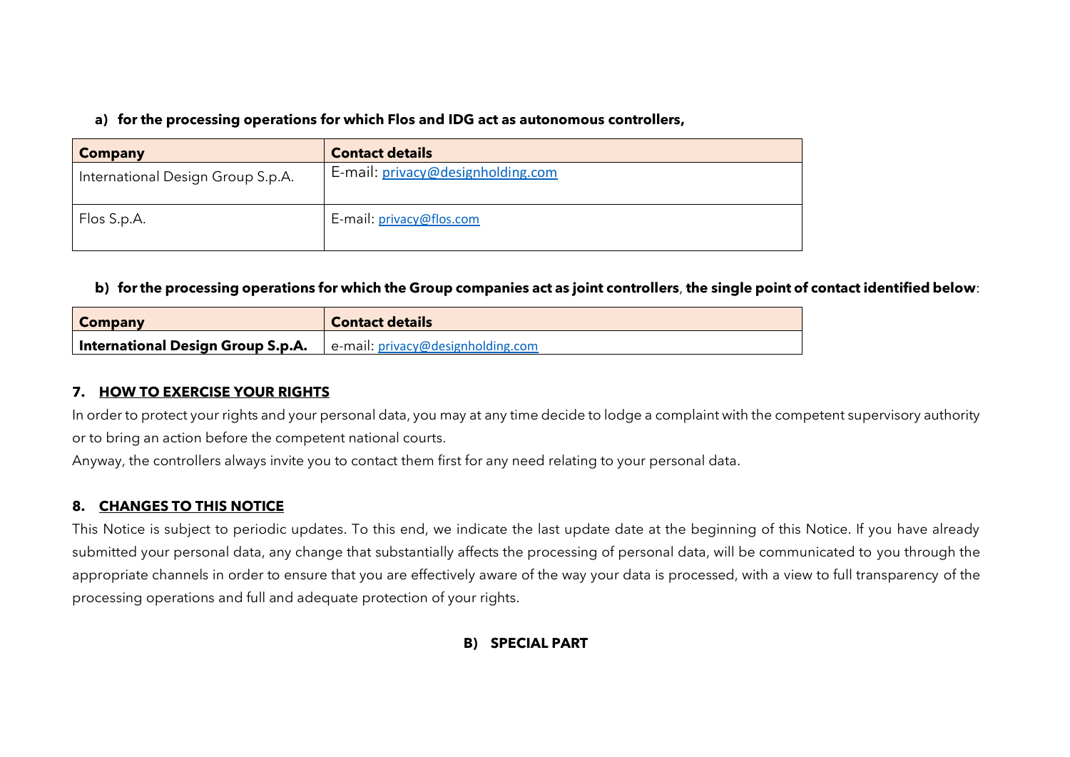**a) for the processing operations for which Flos and IDG act as autonomous controllers,**

| Company | Contact details |
| --- | --- |
| International Design Group S.p.A. | E-mail: privacy@designholding.com |
| Flos S.p.A. | E-mail: privacy@flos.com |

**b) for the processing operations for which the Group companies act as joint controllers**, **the single point of contact identified below**:

| Company | Contact details |
| --- | --- |
| **International Design Group S.p.A.** | e-mail: privacy@designholding.com |

## 7. HOW TO EXERCISE YOUR RIGHTS

In order to protect your rights and your personal data, you may at any time decide to lodge a complaint with the competent supervisory authority or to bring an action before the competent national courts.

Anyway, the controllers always invite you to contact them first for any need relating to your personal data.

## 8. CHANGES TO THIS NOTICE

This Notice is subject to periodic updates. To this end, we indicate the last update date at the beginning of this Notice. If you have already submitted your personal data, any change that substantially affects the processing of personal data, will be communicated to you through the appropriate channels in order to ensure that you are effectively aware of the way your data is processed, with a view to full transparency of the processing operations and full and adequate protection of your rights.

# B) SPECIAL PART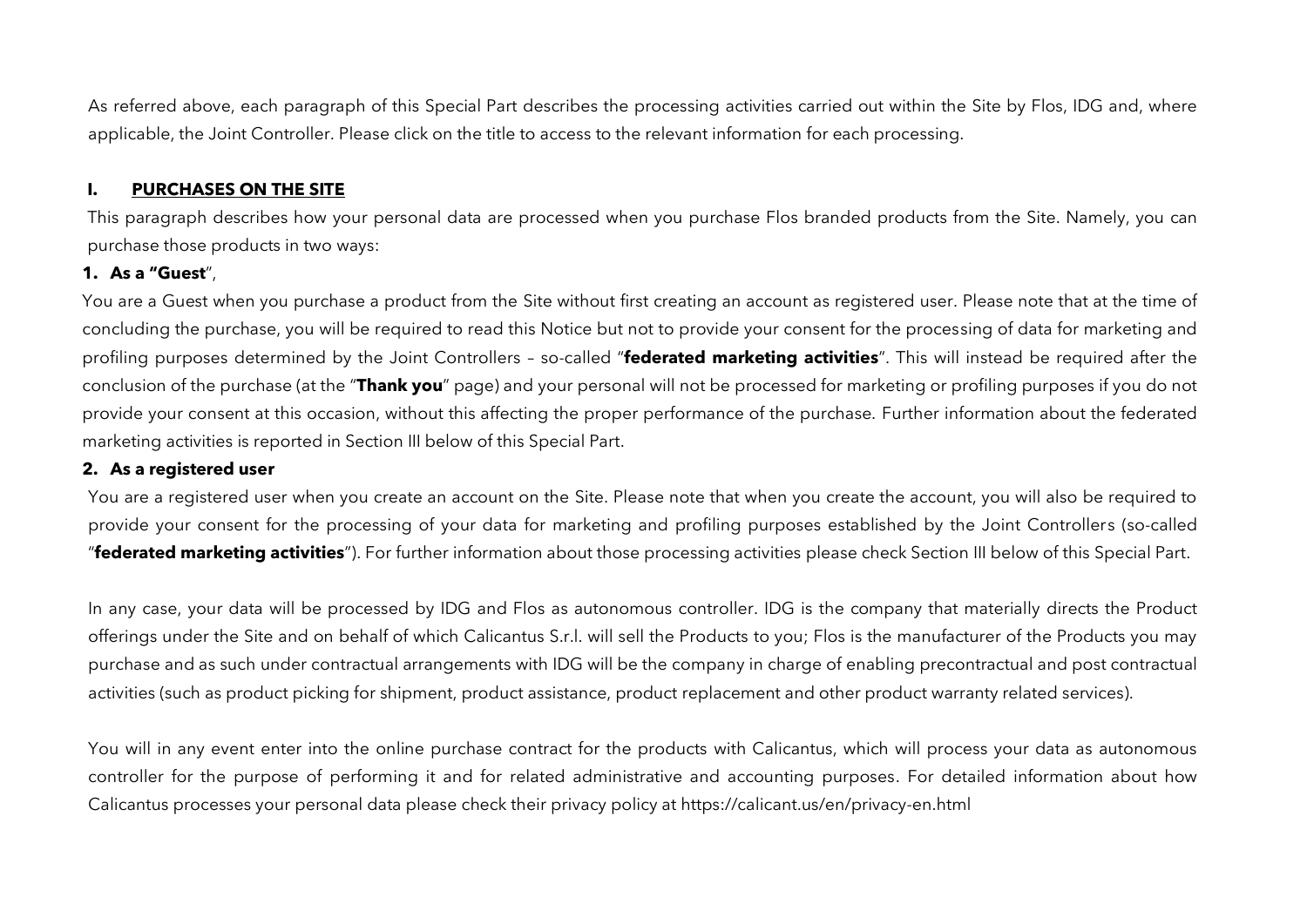As referred above, each paragraph of this Special Part describes the processing activities carried out within the Site by Flos, IDG and, where applicable, the Joint Controller. Please click on the title to access to the relevant information for each processing.

## I. <u>PURCHASES ON THE SITE</u>

This paragraph describes how your personal data are processed when you purchase Flos branded products from the Site. Namely, you can purchase those products in two ways:

**1. As a "Guest**",

You are a Guest when you purchase a product from the Site without first creating an account as registered user. Please note that at the time of concluding the purchase, you will be required to read this Notice but not to provide your consent for the processing of data for marketing and profiling purposes determined by the Joint Controllers – so-called "**federated marketing activities**". This will instead be required after the conclusion of the purchase (at the "**Thank you**" page) and your personal will not be processed for marketing or profiling purposes if you do not provide your consent at this occasion, without this affecting the proper performance of the purchase. Further information about the federated marketing activities is reported in Section III below of this Special Part.

**2. As a registered user**

You are a registered user when you create an account on the Site. Please note that when you create the account, you will also be required to provide your consent for the processing of your data for marketing and profiling purposes established by the Joint Controllers (so-called "**federated marketing activities**"). For further information about those processing activities please check Section III below of this Special Part.

In any case, your data will be processed by IDG and Flos as autonomous controller. IDG is the company that materially directs the Product offerings under the Site and on behalf of which Calicantus S.r.l. will sell the Products to you; Flos is the manufacturer of the Products you may purchase and as such under contractual arrangements with IDG will be the company in charge of enabling precontractual and post contractual activities (such as product picking for shipment, product assistance, product replacement and other product warranty related services).

You will in any event enter into the online purchase contract for the products with Calicantus, which will process your data as autonomous controller for the purpose of performing it and for related administrative and accounting purposes. For detailed information about how Calicantus processes your personal data please check their privacy policy at https://calicant.us/en/privacy-en.html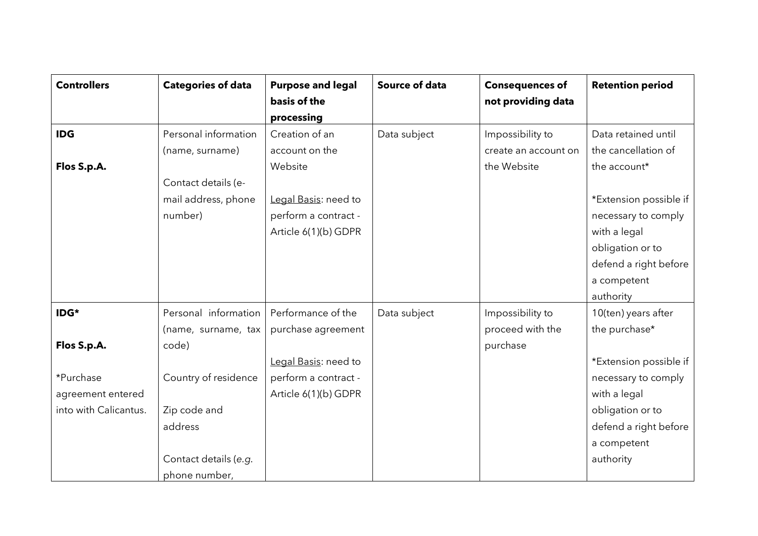| **Controllers** | **Categories of data** | **Purpose and legal basis of the processing** | **Source of data** | **Consequences of not providing data** | **Retention period** |
|---|---|---|---|---|---|
| **IDG**<br><br>**Flos S.p.A.** | Personal information (name, surname)<br><br>Contact details (e-mail address, phone number) | Creation of an account on the Website<br><br><u>Legal Basis</u>: need to perform a contract - Article 6(1)(b) GDPR | Data subject | Impossibility to create an account on the Website | Data retained until the cancellation of the account*<br><br>*Extension possible if necessary to comply with a legal obligation or to defend a right before a competent authority |
| **IDG***<br><br>**Flos S.p.A.**<br><br>*Purchase agreement entered into with Calicantus. | Personal information (name, surname, tax code)<br><br>Country of residence<br><br>Zip code and address<br><br>Contact details (*e.g.* phone number, | Performance of the purchase agreement<br><br><u>Legal Basis</u>: need to perform a contract - Article 6(1)(b) GDPR | Data subject | Impossibility to proceed with the purchase | 10(ten) years after the purchase*<br><br>*Extension possible if necessary to comply with a legal obligation or to defend a right before a competent authority |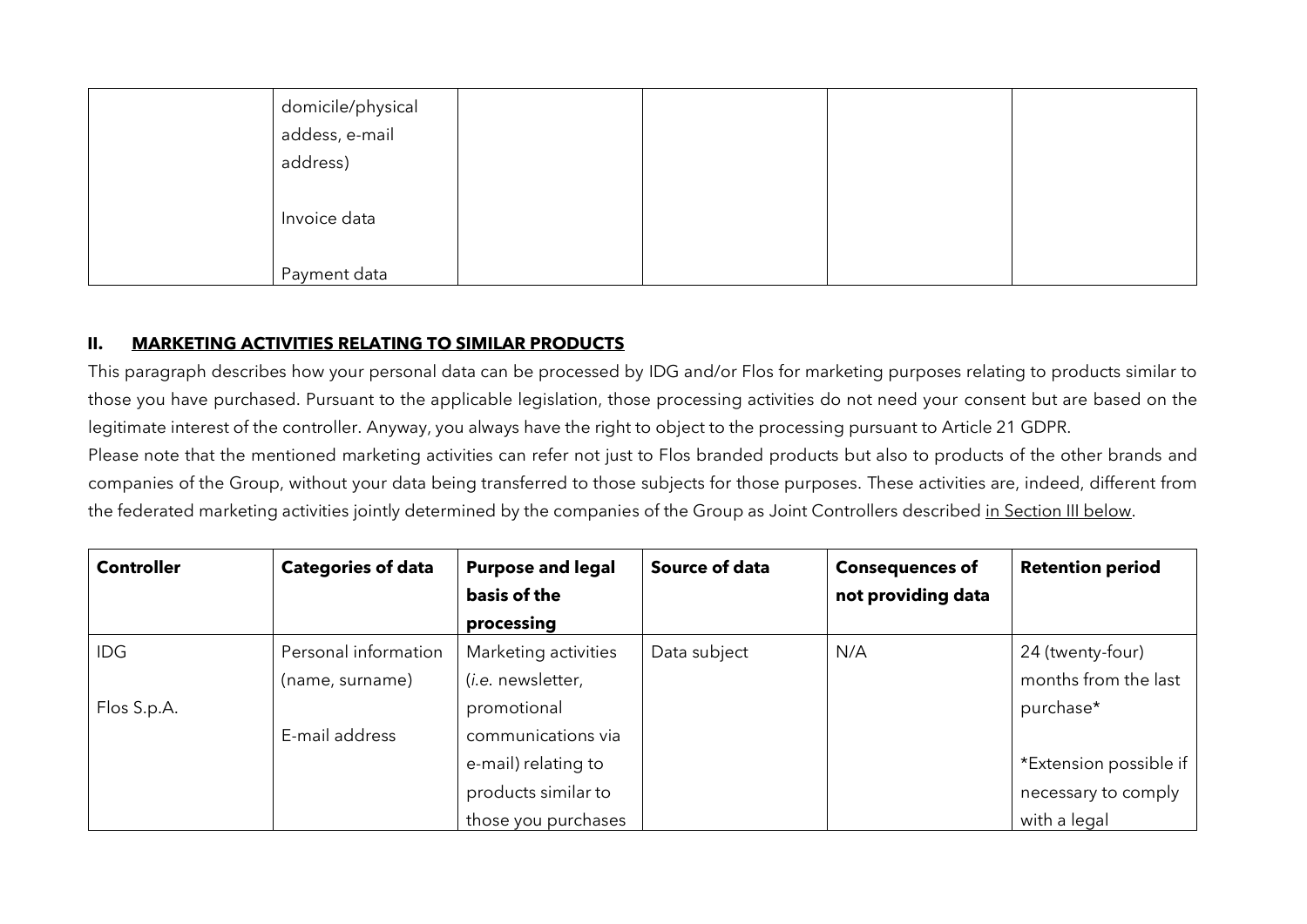| | domicile/physical addess, e-mail address)<br><br>Invoice data<br><br>Payment data | | | | |
|---|---|---|---|---|---|

## II. MARKETING ACTIVITIES RELATING TO SIMILAR PRODUCTS

This paragraph describes how your personal data can be processed by IDG and/or Flos for marketing purposes relating to products similar to those you have purchased. Pursuant to the applicable legislation, those processing activities do not need your consent but are based on the legitimate interest of the controller. Anyway, you always have the right to object to the processing pursuant to Article 21 GDPR.

Please note that the mentioned marketing activities can refer not just to Flos branded products but also to products of the other brands and companies of the Group, without your data being transferred to those subjects for those purposes. These activities are, indeed, different from the federated marketing activities jointly determined by the companies of the Group as Joint Controllers described in Section III below.

| Controller | Categories of data | Purpose and legal basis of the processing | Source of data | Consequences of not providing data | Retention period |
|---|---|---|---|---|---|
| IDG<br><br>Flos S.p.A. | Personal information (name, surname)<br><br>E-mail address | Marketing activities (*i.e.* newsletter, promotional communications via e-mail) relating to products similar to those you purchases | Data subject | N/A | 24 (twenty-four) months from the last purchase*<br><br>*Extension possible if necessary to comply with a legal |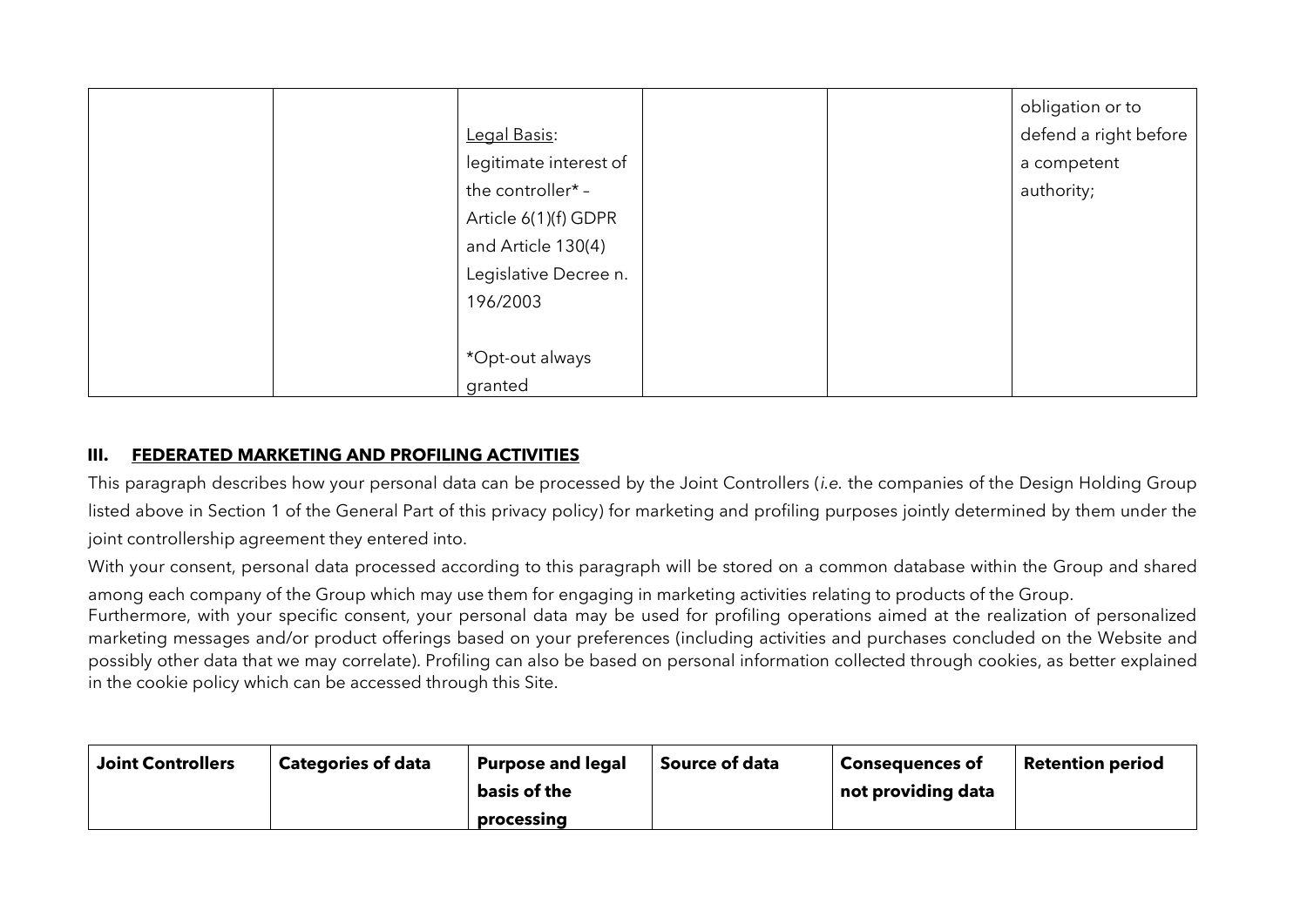| | | | | | |
|---|---|---|---|---|---|
| | | Legal Basis: legitimate interest of the controller* – Article 6(1)(f) GDPR and Article 130(4) Legislative Decree n. 196/2003<br><br>*Opt-out always granted | | | obligation or to defend a right before a competent authority; |

### III. FEDERATED MARKETING AND PROFILING ACTIVITIES

This paragraph describes how your personal data can be processed by the Joint Controllers (*i.e.* the companies of the Design Holding Group listed above in Section 1 of the General Part of this privacy policy) for marketing and profiling purposes jointly determined by them under the joint controllership agreement they entered into.

With your consent, personal data processed according to this paragraph will be stored on a common database within the Group and shared among each company of the Group which may use them for engaging in marketing activities relating to products of the Group.

Furthermore, with your specific consent, your personal data may be used for profiling operations aimed at the realization of personalized marketing messages and/or product offerings based on your preferences (including activities and purchases concluded on the Website and possibly other data that we may correlate). Profiling can also be based on personal information collected through cookies, as better explained in the cookie policy which can be accessed through this Site.

| Joint Controllers | Categories of data | Purpose and legal basis of the processing | Source of data | Consequences of not providing data | Retention period |
|---|---|---|---|---|---|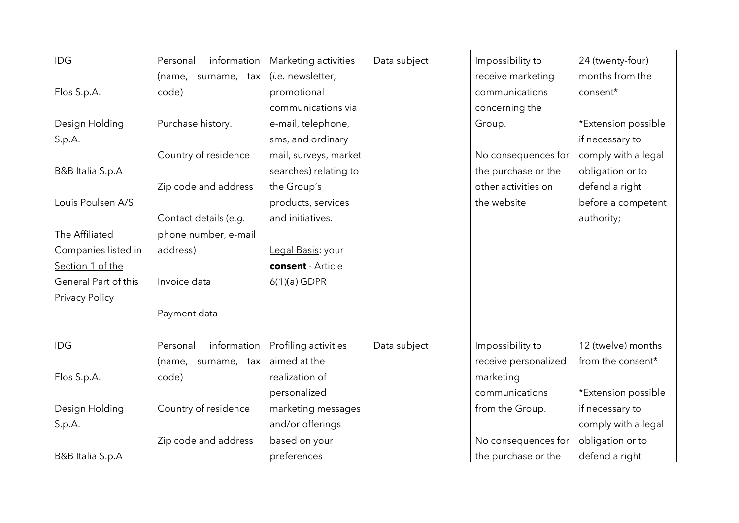| | | | | | |
|---|---|---|---|---|---|
| IDG<br><br>Flos S.p.A.<br><br>Design Holding S.p.A.<br><br>B&B Italia S.p.A<br><br>Louis Poulsen A/S<br><br>The Affiliated Companies listed in Section 1 of the General Part of this Privacy Policy | Personal information (name, surname, tax code)<br><br>Purchase history.<br><br>Country of residence<br><br>Zip code and address<br><br>Contact details (*e.g.* phone number, e-mail address)<br><br>Invoice data<br><br>Payment data | Marketing activities (*i.e.* newsletter, promotional communications via e-mail, telephone, sms, and ordinary mail, surveys, market searches) relating to the Group's products, services and initiatives.<br><br>Legal Basis: your **consent** - Article 6(1)(a) GDPR | Data subject | Impossibility to receive marketing communications concerning the Group.<br><br>No consequences for the purchase or the other activities on the website | 24 (twenty-four) months from the consent*<br><br>*Extension possible if necessary to comply with a legal obligation or to defend a right before a competent authority; |
| IDG<br><br>Flos S.p.A.<br><br>Design Holding S.p.A.<br><br>B&B Italia S.p.A | Personal information (name, surname, tax code)<br><br>Country of residence<br><br>Zip code and address | Profiling activities aimed at the realization of personalized marketing messages and/or offerings based on your preferences | Data subject | Impossibility to receive personalized marketing communications from the Group.<br><br>No consequences for the purchase or the | 12 (twelve) months from the consent*<br><br>*Extension possible if necessary to comply with a legal obligation or to defend a right |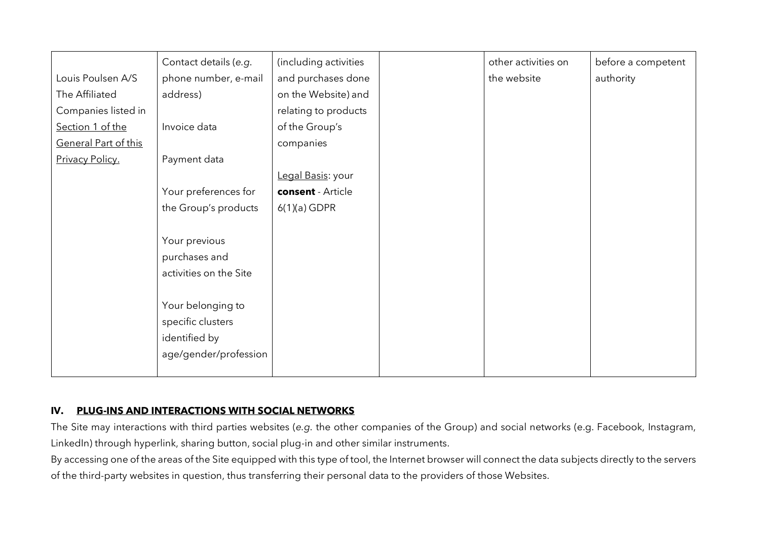| | | | | | |
|---|---|---|---|---|---|
| Louis Poulsen A/S<br>The Affiliated Companies listed in Section 1 of the General Part of this Privacy Policy. | Contact details (*e.g.* phone number, e-mail address)<br><br>Invoice data<br><br>Payment data<br><br>Your preferences for the Group's products<br><br>Your previous purchases and activities on the Site<br><br>Your belonging to specific clusters identified by age/gender/profession | (including activities and purchases done on the Website) and relating to products of the Group's companies<br><br>Legal Basis: your **consent** - Article 6(1)(a) GDPR | | other activities on the website | before a competent authority |

## IV. PLUG-INS AND INTERACTIONS WITH SOCIAL NETWORKS

The Site may interactions with third parties websites (*e.g.* the other companies of the Group) and social networks (e.g. Facebook, Instagram, LinkedIn) through hyperlink, sharing button, social plug-in and other similar instruments.

By accessing one of the areas of the Site equipped with this type of tool, the Internet browser will connect the data subjects directly to the servers of the third-party websites in question, thus transferring their personal data to the providers of those Websites.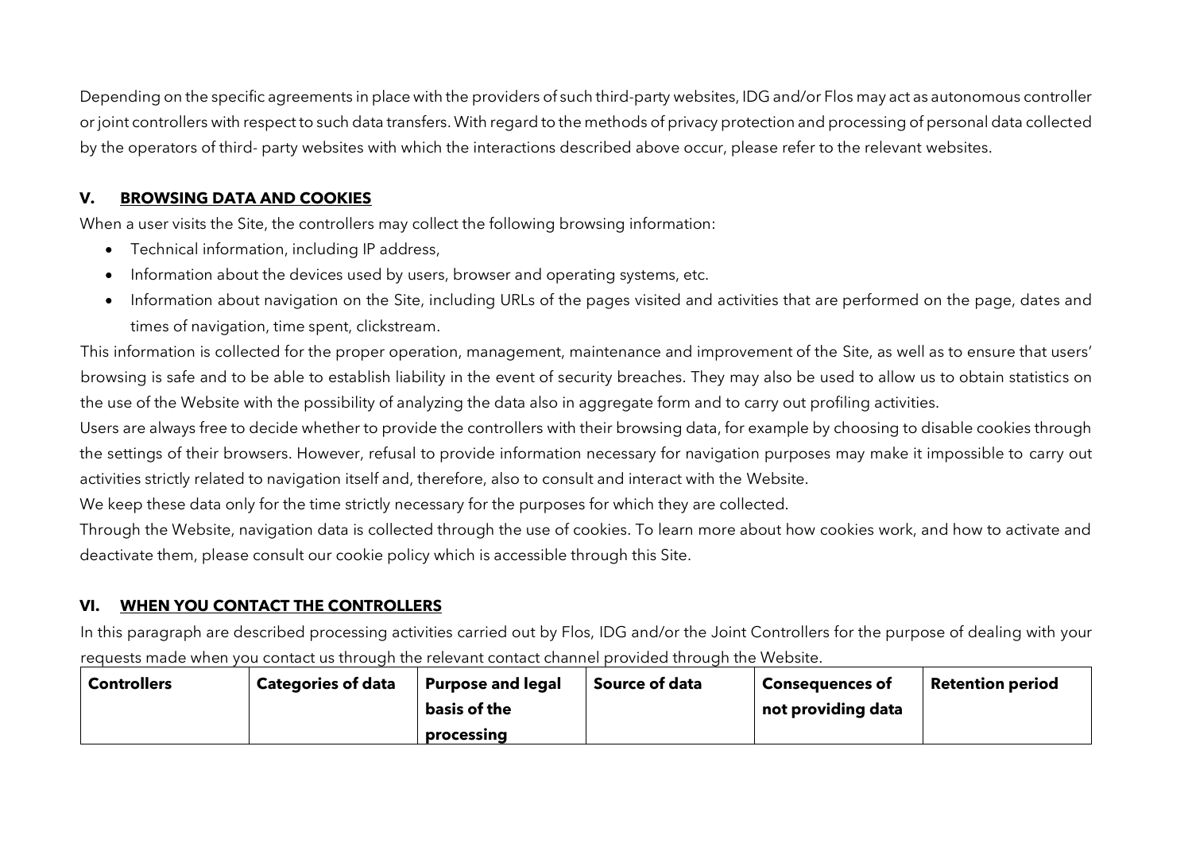Depending on the specific agreements in place with the providers of such third-party websites, IDG and/or Flos may act as autonomous controller or joint controllers with respect to such data transfers. With regard to the methods of privacy protection and processing of personal data collected by the operators of third- party websites with which the interactions described above occur, please refer to the relevant websites.

## V. BROWSING DATA AND COOKIES

When a user visits the Site, the controllers may collect the following browsing information:

- Technical information, including IP address,
- Information about the devices used by users, browser and operating systems, etc.
- Information about navigation on the Site, including URLs of the pages visited and activities that are performed on the page, dates and times of navigation, time spent, clickstream.

This information is collected for the proper operation, management, maintenance and improvement of the Site, as well as to ensure that users' browsing is safe and to be able to establish liability in the event of security breaches. They may also be used to allow us to obtain statistics on the use of the Website with the possibility of analyzing the data also in aggregate form and to carry out profiling activities.

Users are always free to decide whether to provide the controllers with their browsing data, for example by choosing to disable cookies through the settings of their browsers. However, refusal to provide information necessary for navigation purposes may make it impossible to carry out activities strictly related to navigation itself and, therefore, also to consult and interact with the Website.

We keep these data only for the time strictly necessary for the purposes for which they are collected.

Through the Website, navigation data is collected through the use of cookies. To learn more about how cookies work, and how to activate and deactivate them, please consult our cookie policy which is accessible through this Site.

## VI. WHEN YOU CONTACT THE CONTROLLERS

In this paragraph are described processing activities carried out by Flos, IDG and/or the Joint Controllers for the purpose of dealing with your requests made when you contact us through the relevant contact channel provided through the Website.

| Controllers | Categories of data | Purpose and legal basis of the processing | Source of data | Consequences of not providing data | Retention period |
|---|---|---|---|---|---|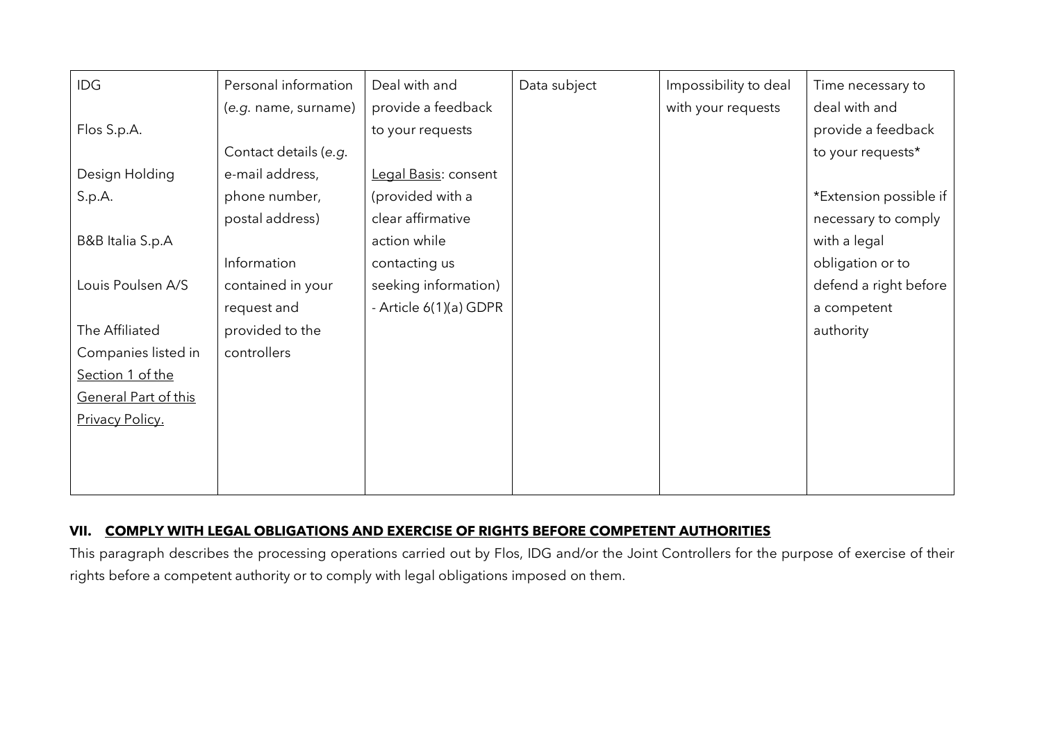| | | | | | |
|---|---|---|---|---|---|
| IDG<br><br>Flos S.p.A.<br><br>Design Holding S.p.A.<br><br>B&B Italia S.p.A<br><br>Louis Poulsen A/S<br><br>The Affiliated Companies listed in <u>Section 1 of the General Part of this Privacy Policy.</u> | Personal information (*e.g.* name, surname)<br><br>Contact details (*e.g.* e-mail address, phone number, postal address)<br><br>Information contained in your request and provided to the controllers | Deal with and provide a feedback to your requests<br><br><u>Legal Basis</u>: consent (provided with a clear affirmative action while contacting us seeking information) - Article 6(1)(a) GDPR | Data subject | Impossibility to deal with your requests | Time necessary to deal with and provide a feedback to your requests*<br><br>*Extension possible if necessary to comply with a legal obligation or to defend a right before a competent authority |

## VII. <u>COMPLY WITH LEGAL OBLIGATIONS AND EXERCISE OF RIGHTS BEFORE COMPETENT AUTHORITIES</u>

This paragraph describes the processing operations carried out by Flos, IDG and/or the Joint Controllers for the purpose of exercise of their rights before a competent authority or to comply with legal obligations imposed on them.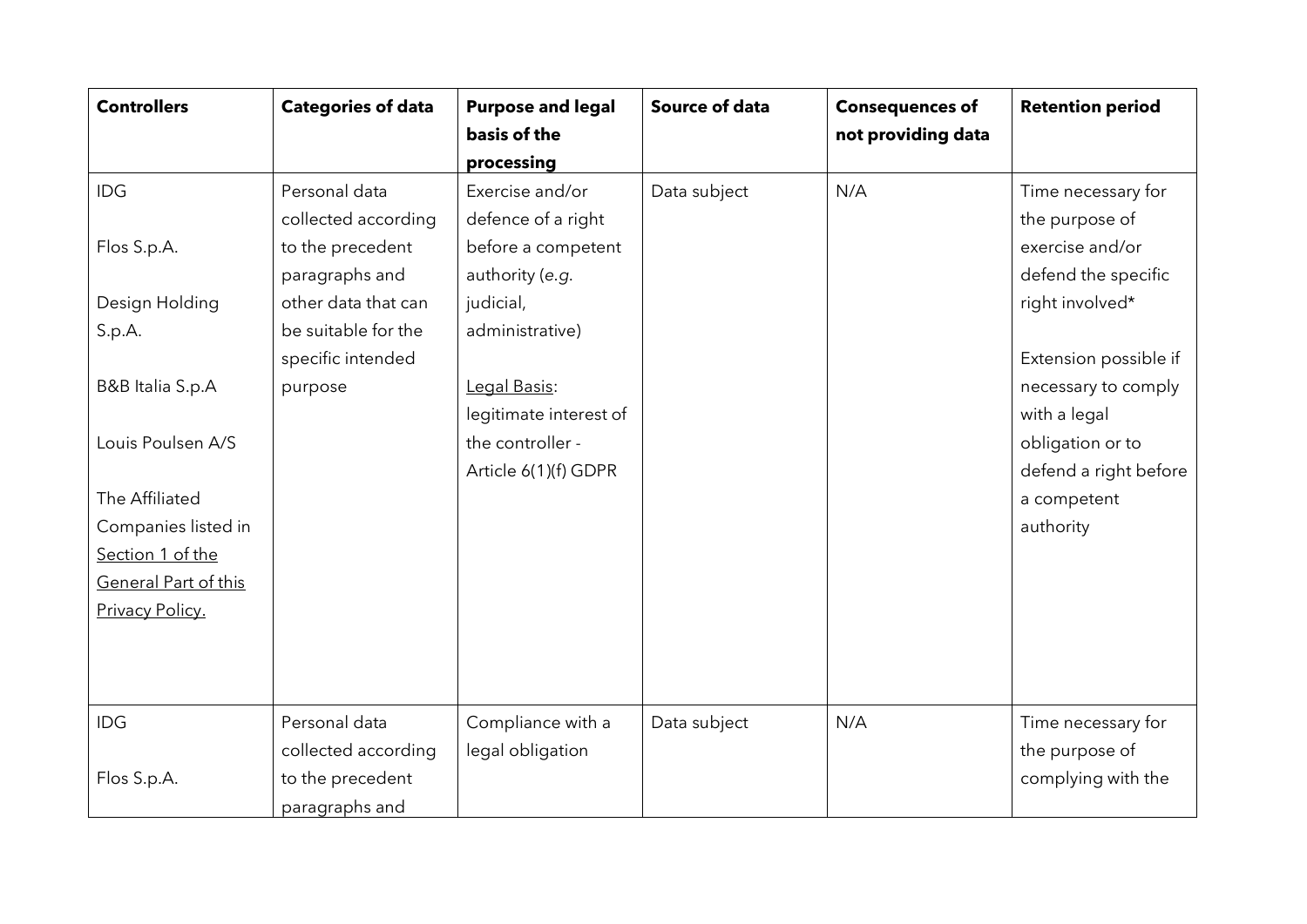| Controllers | Categories of data | Purpose and legal basis of the processing | Source of data | Consequences of not providing data | Retention period |
|---|---|---|---|---|---|
| IDG<br><br>Flos S.p.A.<br><br>Design Holding S.p.A.<br><br>B&B Italia S.p.A<br><br>Louis Poulsen A/S<br><br>The Affiliated Companies listed in <u>Section 1 of the General Part of this Privacy Policy.</u> | Personal data collected according to the precedent paragraphs and other data that can be suitable for the specific intended purpose | Exercise and/or defence of a right before a competent authority (*e.g.* judicial, administrative)<br><br><u>Legal Basis</u>: legitimate interest of the controller - Article 6(1)(f) GDPR | Data subject | N/A | Time necessary for the purpose of exercise and/or defend the specific right involved*<br><br>Extension possible if necessary to comply with a legal obligation or to defend a right before a competent authority |
| IDG<br><br>Flos S.p.A. | Personal data collected according to the precedent paragraphs and | Compliance with a legal obligation | Data subject | N/A | Time necessary for the purpose of complying with the |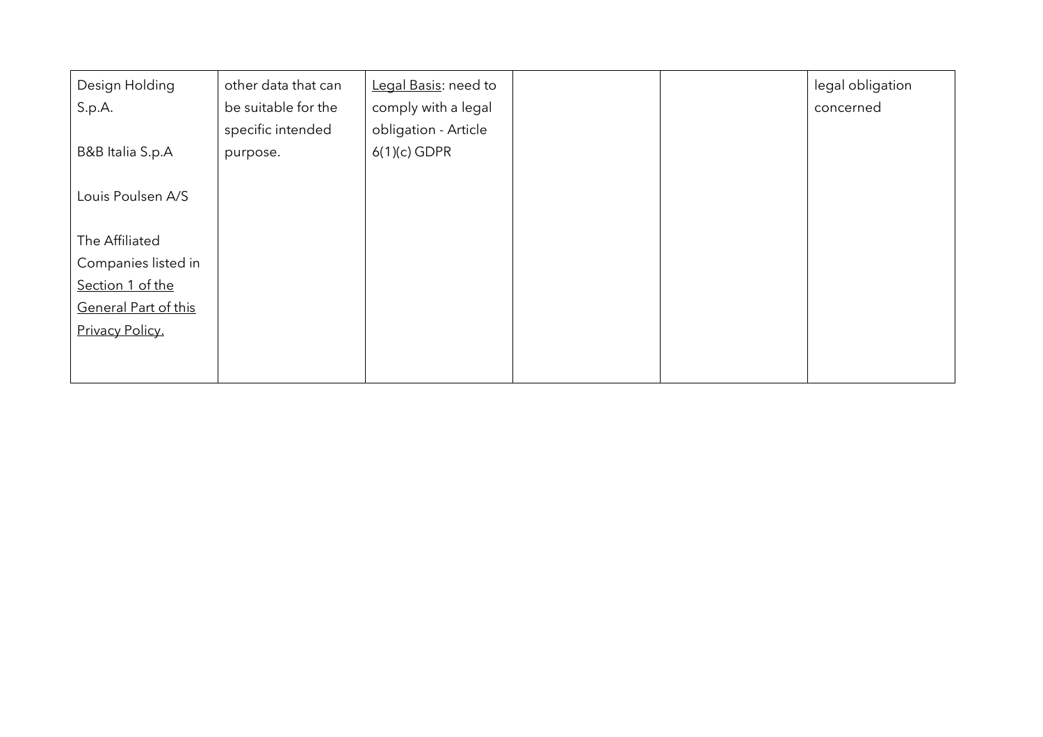| | | | | | |
|---|---|---|---|---|---|
| Design Holding S.p.A.<br><br>B&B Italia S.p.A<br><br>Louis Poulsen A/S<br><br>The Affiliated Companies listed in Section 1 of the General Part of this Privacy Policy. | other data that can be suitable for the specific intended purpose. | Legal Basis: need to comply with a legal obligation - Article 6(1)(c) GDPR | | | legal obligation concerned |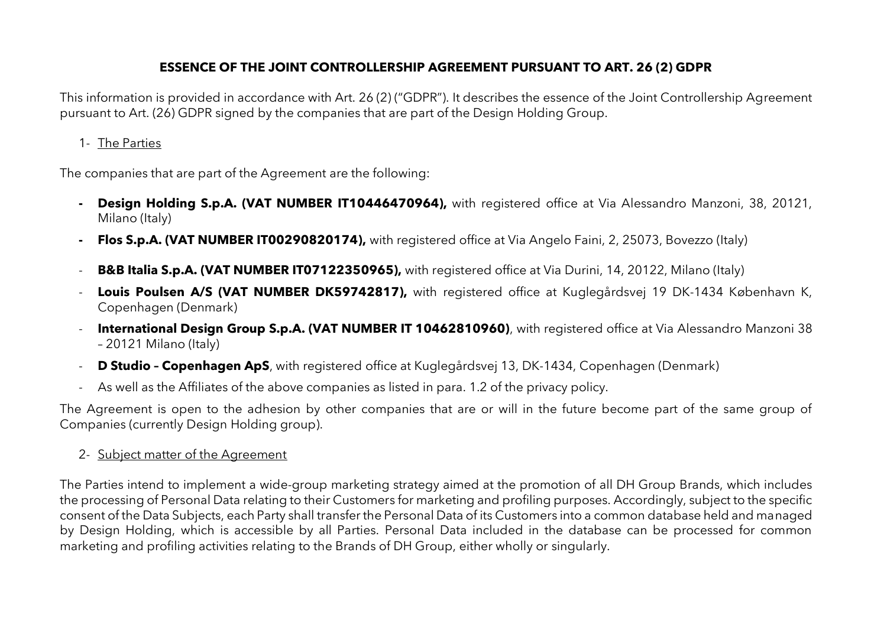# ESSENCE OF THE JOINT CONTROLLERSHIP AGREEMENT PURSUANT TO ART. 26 (2) GDPR

This information is provided in accordance with Art. 26 (2) ("GDPR"). It describes the essence of the Joint Controllership Agreement pursuant to Art. (26) GDPR signed by the companies that are part of the Design Holding Group.

## 1- The Parties

The companies that are part of the Agreement are the following:

- **Design Holding S.p.A. (VAT NUMBER IT10446470964),** with registered office at Via Alessandro Manzoni, 38, 20121, Milano (Italy)
- **Flos S.p.A. (VAT NUMBER IT00290820174),** with registered office at Via Angelo Faini, 2, 25073, Bovezzo (Italy)
- **B&B Italia S.p.A. (VAT NUMBER IT07122350965),** with registered office at Via Durini, 14, 20122, Milano (Italy)
- **Louis Poulsen A/S (VAT NUMBER DK59742817),** with registered office at Kuglegårdsvej 19 DK-1434 København K, Copenhagen (Denmark)
- **International Design Group S.p.A. (VAT NUMBER IT 10462810960)**, with registered office at Via Alessandro Manzoni 38 – 20121 Milano (Italy)
- **D Studio – Copenhagen ApS**, with registered office at Kuglegårdsvej 13, DK-1434, Copenhagen (Denmark)
- As well as the Affiliates of the above companies as listed in para. 1.2 of the privacy policy.

The Agreement is open to the adhesion by other companies that are or will in the future become part of the same group of Companies (currently Design Holding group).

## 2- Subject matter of the Agreement

The Parties intend to implement a wide-group marketing strategy aimed at the promotion of all DH Group Brands, which includes the processing of Personal Data relating to their Customers for marketing and profiling purposes. Accordingly, subject to the specific consent of the Data Subjects, each Party shall transfer the Personal Data of its Customers into a common database held and managed by Design Holding, which is accessible by all Parties. Personal Data included in the database can be processed for common marketing and profiling activities relating to the Brands of DH Group, either wholly or singularly.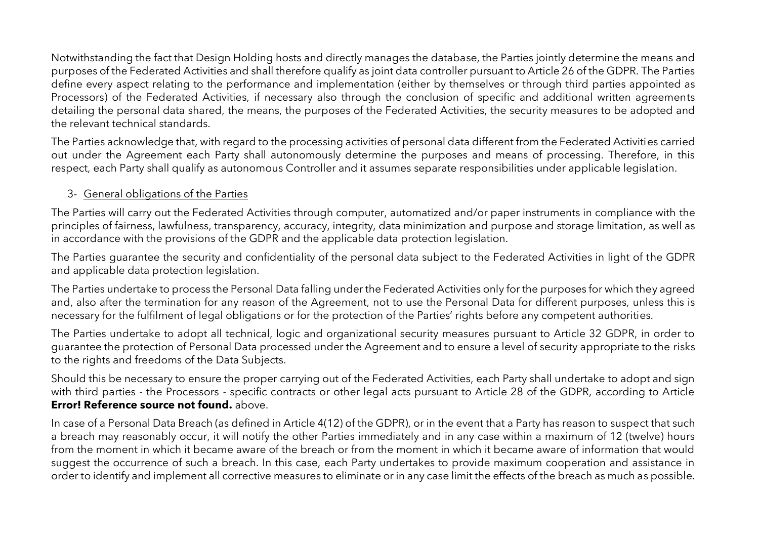Notwithstanding the fact that Design Holding hosts and directly manages the database, the Parties jointly determine the means and purposes of the Federated Activities and shall therefore qualify as joint data controller pursuant to Article 26 of the GDPR. The Parties define every aspect relating to the performance and implementation (either by themselves or through third parties appointed as Processors) of the Federated Activities, if necessary also through the conclusion of specific and additional written agreements detailing the personal data shared, the means, the purposes of the Federated Activities, the security measures to be adopted and the relevant technical standards.

The Parties acknowledge that, with regard to the processing activities of personal data different from the Federated Activities carried out under the Agreement each Party shall autonomously determine the purposes and means of processing. Therefore, in this respect, each Party shall qualify as autonomous Controller and it assumes separate responsibilities under applicable legislation.

3- General obligations of the Parties

The Parties will carry out the Federated Activities through computer, automatized and/or paper instruments in compliance with the principles of fairness, lawfulness, transparency, accuracy, integrity, data minimization and purpose and storage limitation, as well as in accordance with the provisions of the GDPR and the applicable data protection legislation.

The Parties guarantee the security and confidentiality of the personal data subject to the Federated Activities in light of the GDPR and applicable data protection legislation.

The Parties undertake to process the Personal Data falling under the Federated Activities only for the purposes for which they agreed and, also after the termination for any reason of the Agreement, not to use the Personal Data for different purposes, unless this is necessary for the fulfilment of legal obligations or for the protection of the Parties' rights before any competent authorities.

The Parties undertake to adopt all technical, logic and organizational security measures pursuant to Article 32 GDPR, in order to guarantee the protection of Personal Data processed under the Agreement and to ensure a level of security appropriate to the risks to the rights and freedoms of the Data Subjects.

Should this be necessary to ensure the proper carrying out of the Federated Activities, each Party shall undertake to adopt and sign with third parties - the Processors - specific contracts or other legal acts pursuant to Article 28 of the GDPR, according to Article **Error! Reference source not found.** above.

In case of a Personal Data Breach (as defined in Article 4(12) of the GDPR), or in the event that a Party has reason to suspect that such a breach may reasonably occur, it will notify the other Parties immediately and in any case within a maximum of 12 (twelve) hours from the moment in which it became aware of the breach or from the moment in which it became aware of information that would suggest the occurrence of such a breach. In this case, each Party undertakes to provide maximum cooperation and assistance in order to identify and implement all corrective measures to eliminate or in any case limit the effects of the breach as much as possible.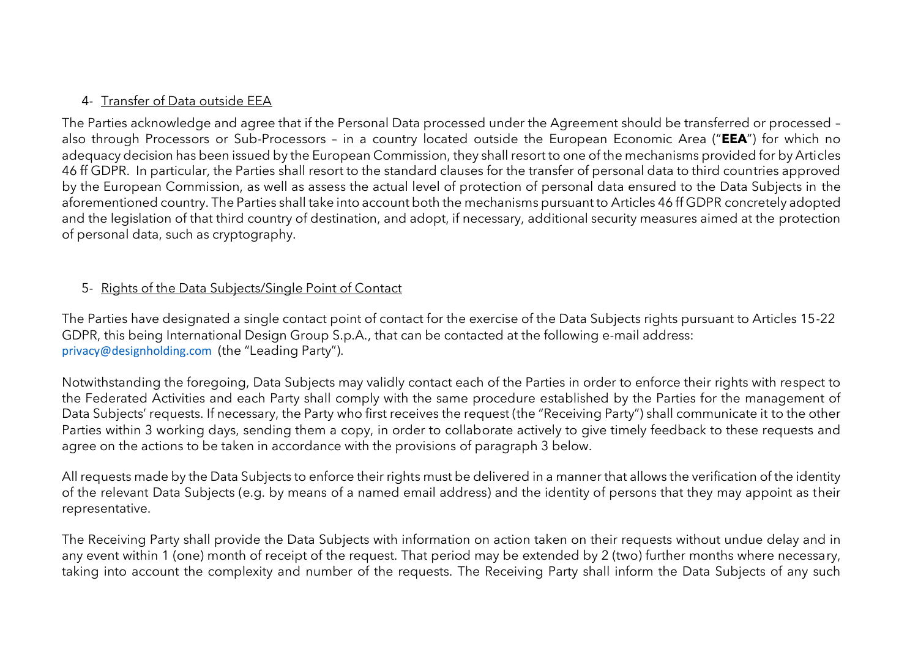4- <u>Transfer of Data outside EEA</u>

The Parties acknowledge and agree that if the Personal Data processed under the Agreement should be transferred or processed – also through Processors or Sub-Processors – in a country located outside the European Economic Area ("**EEA**") for which no adequacy decision has been issued by the European Commission, they shall resort to one of the mechanisms provided for by Articles 46 ff GDPR. In particular, the Parties shall resort to the standard clauses for the transfer of personal data to third countries approved by the European Commission, as well as assess the actual level of protection of personal data ensured to the Data Subjects in the aforementioned country. The Parties shall take into account both the mechanisms pursuant to Articles 46 ff GDPR concretely adopted and the legislation of that third country of destination, and adopt, if necessary, additional security measures aimed at the protection of personal data, such as cryptography.

5- <u>Rights of the Data Subjects/Single Point of Contact</u>

The Parties have designated a single contact point of contact for the exercise of the Data Subjects rights pursuant to Articles 15-22 GDPR, this being International Design Group S.p.A., that can be contacted at the following e-mail address: privacy@designholding.com (the "Leading Party").

Notwithstanding the foregoing, Data Subjects may validly contact each of the Parties in order to enforce their rights with respect to the Federated Activities and each Party shall comply with the same procedure established by the Parties for the management of Data Subjects' requests. If necessary, the Party who first receives the request (the "Receiving Party") shall communicate it to the other Parties within 3 working days, sending them a copy, in order to collaborate actively to give timely feedback to these requests and agree on the actions to be taken in accordance with the provisions of paragraph 3 below.

All requests made by the Data Subjects to enforce their rights must be delivered in a manner that allows the verification of the identity of the relevant Data Subjects (e.g. by means of a named email address) and the identity of persons that they may appoint as their representative.

The Receiving Party shall provide the Data Subjects with information on action taken on their requests without undue delay and in any event within 1 (one) month of receipt of the request. That period may be extended by 2 (two) further months where necessary, taking into account the complexity and number of the requests. The Receiving Party shall inform the Data Subjects of any such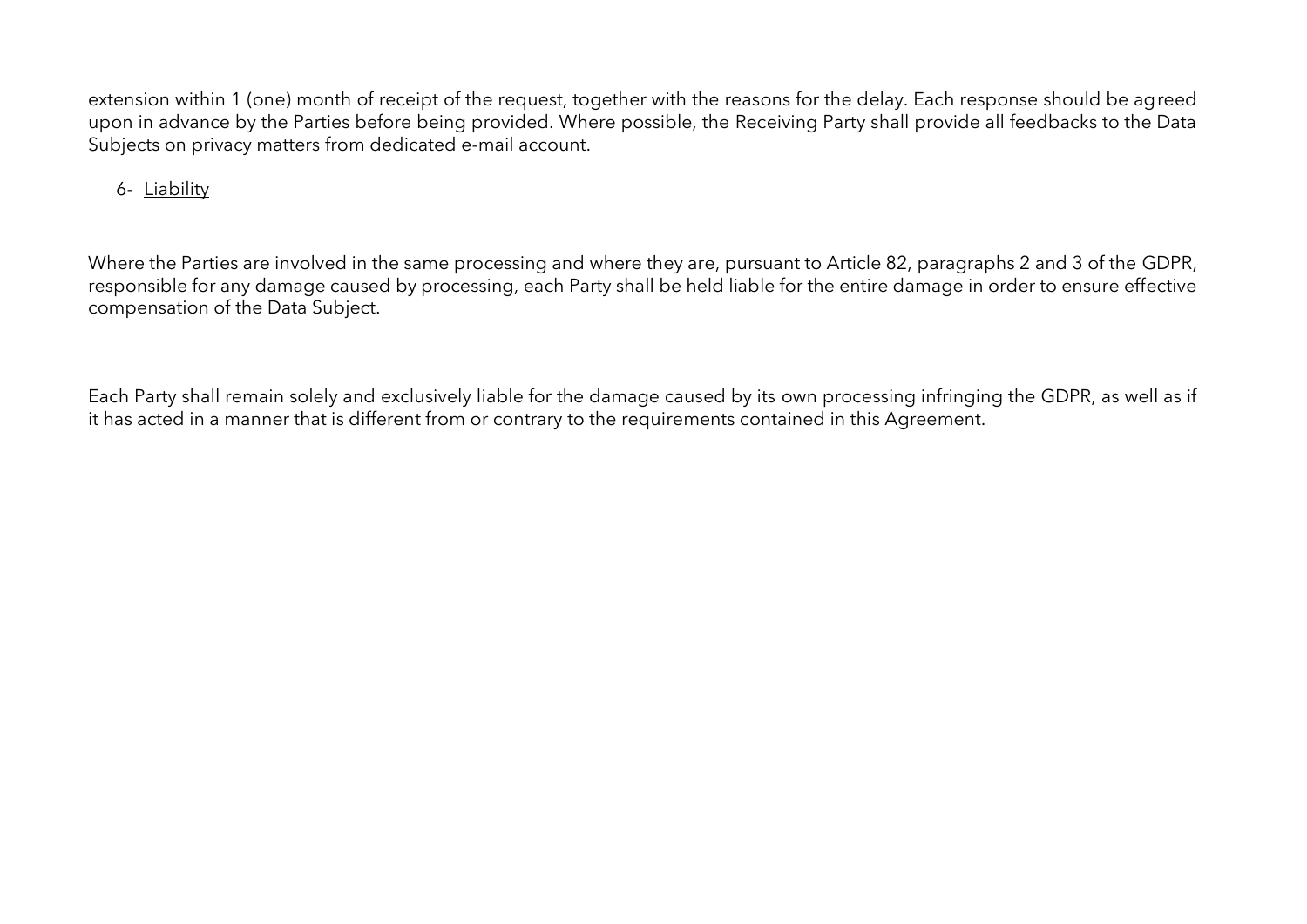extension within 1 (one) month of receipt of the request, together with the reasons for the delay. Each response should be agreed upon in advance by the Parties before being provided. Where possible, the Receiving Party shall provide all feedbacks to the Data Subjects on privacy matters from dedicated e-mail account.

6- <u>Liability</u>

Where the Parties are involved in the same processing and where they are, pursuant to Article 82, paragraphs 2 and 3 of the GDPR, responsible for any damage caused by processing, each Party shall be held liable for the entire damage in order to ensure effective compensation of the Data Subject.

Each Party shall remain solely and exclusively liable for the damage caused by its own processing infringing the GDPR, as well as if it has acted in a manner that is different from or contrary to the requirements contained in this Agreement.